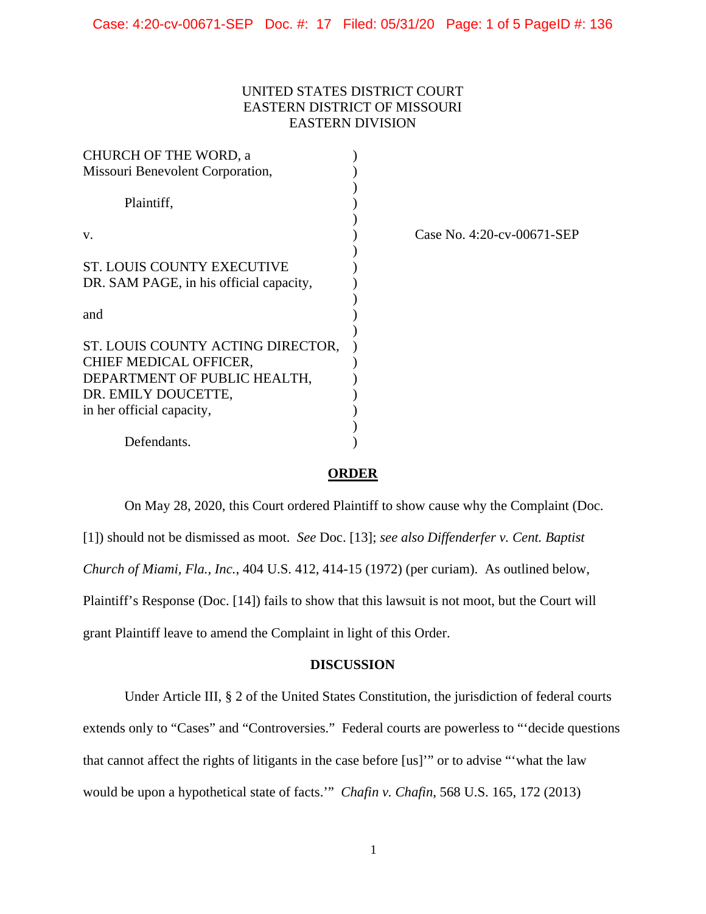UNITED STATES DISTRICT COURT
EASTERN DISTRICT OF MISSOURI
EASTERN DIVISION

CHURCH OF THE WORD, a Missouri Benevolent Corporation,

Plaintiff,

v.

ST. LOUIS COUNTY EXECUTIVE DR. SAM PAGE, in his official capacity,

and

ST. LOUIS COUNTY ACTING DIRECTOR, CHIEF MEDICAL OFFICER, DEPARTMENT OF PUBLIC HEALTH, DR. EMILY DOUCETTE, in her official capacity,

Defendants.

Case No. 4:20-cv-00671-SEP

## ORDER

On May 28, 2020, this Court ordered Plaintiff to show cause why the Complaint (Doc. [1]) should not be dismissed as moot. *See* Doc. [13]; *see also Diffenderfer v. Cent. Baptist Church of Miami, Fla., Inc.*, 404 U.S. 412, 414-15 (1972) (per curiam). As outlined below, Plaintiff's Response (Doc. [14]) fails to show that this lawsuit is not moot, but the Court will grant Plaintiff leave to amend the Complaint in light of this Order.

## DISCUSSION

Under Article III, § 2 of the United States Constitution, the jurisdiction of federal courts extends only to "Cases" and "Controversies." Federal courts are powerless to "'decide questions that cannot affect the rights of litigants in the case before [us]'" or to advise "'what the law would be upon a hypothetical state of facts.'" *Chafin v. Chafin*, 568 U.S. 165, 172 (2013)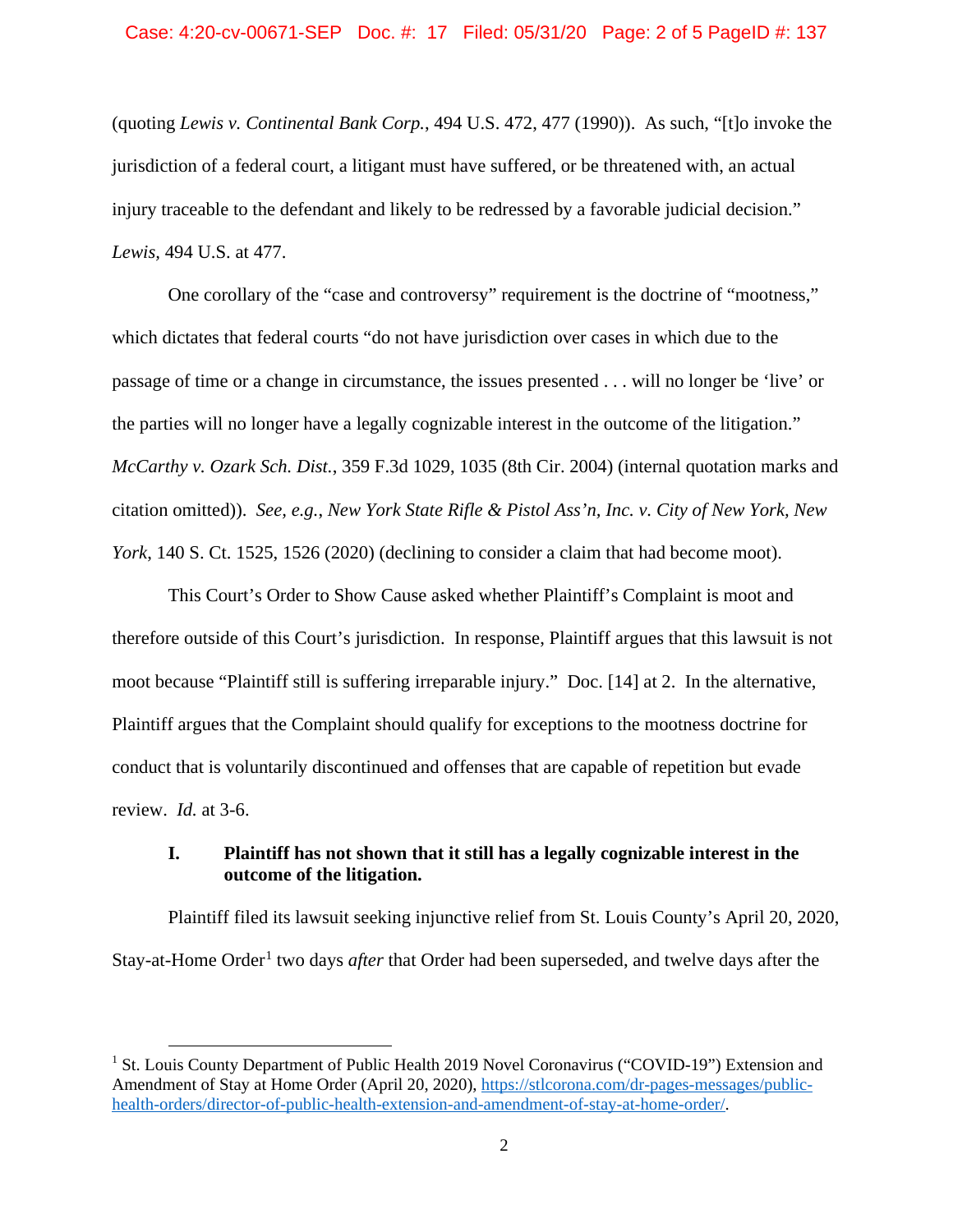(quoting *Lewis v. Continental Bank Corp.*, 494 U.S. 472, 477 (1990)). As such, "[t]o invoke the jurisdiction of a federal court, a litigant must have suffered, or be threatened with, an actual injury traceable to the defendant and likely to be redressed by a favorable judicial decision." *Lewis*, 494 U.S. at 477.

One corollary of the "case and controversy" requirement is the doctrine of "mootness," which dictates that federal courts "do not have jurisdiction over cases in which due to the passage of time or a change in circumstance, the issues presented . . . will no longer be 'live' or the parties will no longer have a legally cognizable interest in the outcome of the litigation." *McCarthy v. Ozark Sch. Dist.*, 359 F.3d 1029, 1035 (8th Cir. 2004) (internal quotation marks and citation omitted)). *See, e.g.*, *New York State Rifle & Pistol Ass'n, Inc. v. City of New York, New York*, 140 S. Ct. 1525, 1526 (2020) (declining to consider a claim that had become moot).

This Court's Order to Show Cause asked whether Plaintiff's Complaint is moot and therefore outside of this Court's jurisdiction. In response, Plaintiff argues that this lawsuit is not moot because "Plaintiff still is suffering irreparable injury." Doc. [14] at 2. In the alternative, Plaintiff argues that the Complaint should qualify for exceptions to the mootness doctrine for conduct that is voluntarily discontinued and offenses that are capable of repetition but evade review. *Id.* at 3-6.

### I. Plaintiff has not shown that it still has a legally cognizable interest in the outcome of the litigation.

Plaintiff filed its lawsuit seeking injunctive relief from St. Louis County's April 20, 2020, Stay-at-Home Order[1] two days *after* that Order had been superseded, and twelve days after the

[1] St. Louis County Department of Public Health 2019 Novel Coronavirus ("COVID-19") Extension and Amendment of Stay at Home Order (April 20, 2020), https://stlcorona.com/dr-pages-messages/public-health-orders/director-of-public-health-extension-and-amendment-of-stay-at-home-order/.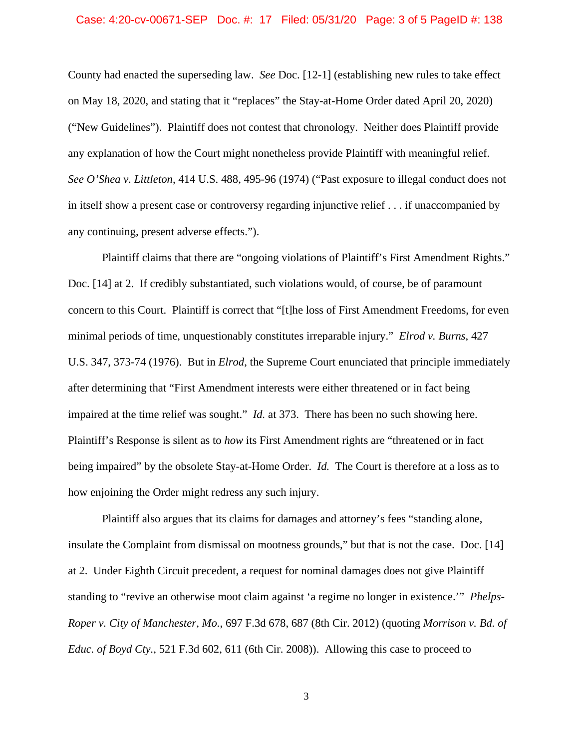County had enacted the superseding law. *See* Doc. [12-1] (establishing new rules to take effect on May 18, 2020, and stating that it "replaces" the Stay-at-Home Order dated April 20, 2020) ("New Guidelines"). Plaintiff does not contest that chronology. Neither does Plaintiff provide any explanation of how the Court might nonetheless provide Plaintiff with meaningful relief. *See O'Shea v. Littleton*, 414 U.S. 488, 495-96 (1974) ("Past exposure to illegal conduct does not in itself show a present case or controversy regarding injunctive relief . . . if unaccompanied by any continuing, present adverse effects.").

Plaintiff claims that there are "ongoing violations of Plaintiff's First Amendment Rights." Doc. [14] at 2. If credibly substantiated, such violations would, of course, be of paramount concern to this Court. Plaintiff is correct that "[t]he loss of First Amendment Freedoms, for even minimal periods of time, unquestionably constitutes irreparable injury." *Elrod v. Burns*, 427 U.S. 347, 373-74 (1976). But in *Elrod*, the Supreme Court enunciated that principle immediately after determining that "First Amendment interests were either threatened or in fact being impaired at the time relief was sought." *Id.* at 373. There has been no such showing here. Plaintiff's Response is silent as to *how* its First Amendment rights are "threatened or in fact being impaired" by the obsolete Stay-at-Home Order. *Id.* The Court is therefore at a loss as to how enjoining the Order might redress any such injury.

Plaintiff also argues that its claims for damages and attorney's fees "standing alone, insulate the Complaint from dismissal on mootness grounds," but that is not the case. Doc. [14] at 2. Under Eighth Circuit precedent, a request for nominal damages does not give Plaintiff standing to "revive an otherwise moot claim against 'a regime no longer in existence.'" *Phelps-Roper v. City of Manchester, Mo.*, 697 F.3d 678, 687 (8th Cir. 2012) (quoting *Morrison v. Bd. of Educ. of Boyd Cty.*, 521 F.3d 602, 611 (6th Cir. 2008)). Allowing this case to proceed to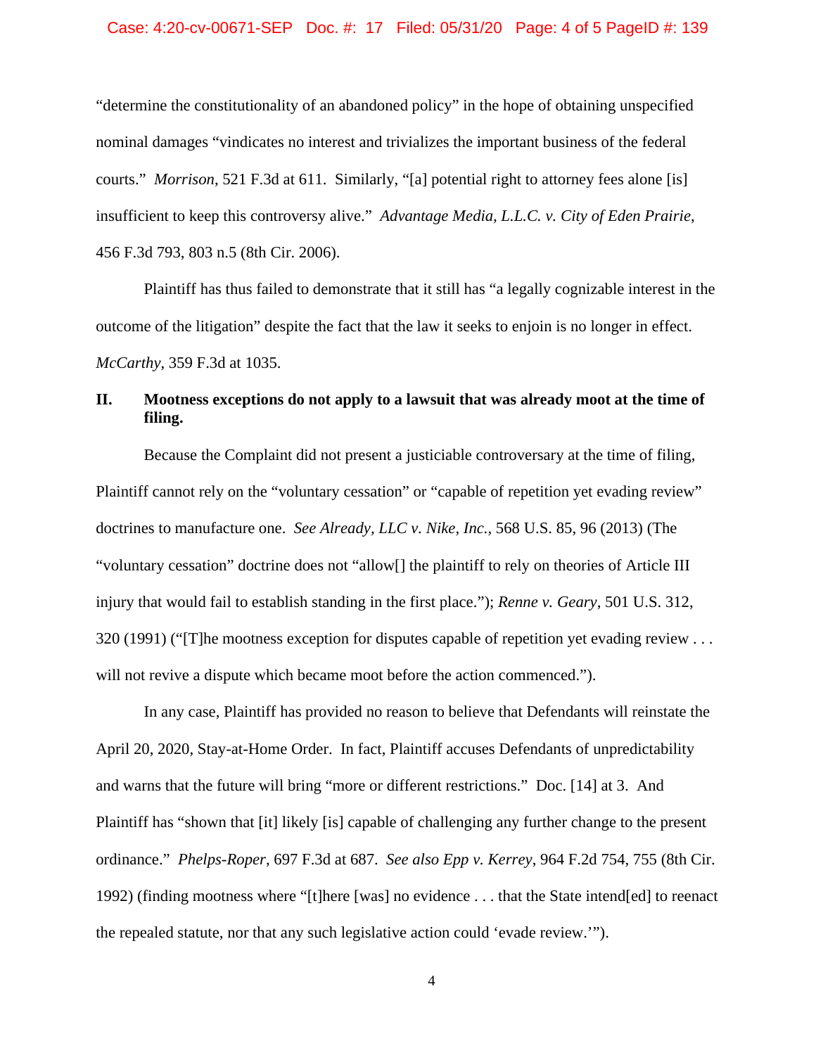"determine the constitutionality of an abandoned policy" in the hope of obtaining unspecified nominal damages "vindicates no interest and trivializes the important business of the federal courts." *Morrison*, 521 F.3d at 611. Similarly, "[a] potential right to attorney fees alone [is] insufficient to keep this controversy alive." *Advantage Media, L.L.C. v. City of Eden Prairie*, 456 F.3d 793, 803 n.5 (8th Cir. 2006).

Plaintiff has thus failed to demonstrate that it still has "a legally cognizable interest in the outcome of the litigation" despite the fact that the law it seeks to enjoin is no longer in effect. *McCarthy*, 359 F.3d at 1035.

## II. Mootness exceptions do not apply to a lawsuit that was already moot at the time of filing.

Because the Complaint did not present a justiciable controversary at the time of filing, Plaintiff cannot rely on the "voluntary cessation" or "capable of repetition yet evading review" doctrines to manufacture one. *See Already, LLC v. Nike, Inc.*, 568 U.S. 85, 96 (2013) (The "voluntary cessation" doctrine does not "allow[] the plaintiff to rely on theories of Article III injury that would fail to establish standing in the first place."); *Renne v. Geary*, 501 U.S. 312, 320 (1991) ("[T]he mootness exception for disputes capable of repetition yet evading review . . . will not revive a dispute which became moot before the action commenced.").

In any case, Plaintiff has provided no reason to believe that Defendants will reinstate the April 20, 2020, Stay-at-Home Order. In fact, Plaintiff accuses Defendants of unpredictability and warns that the future will bring "more or different restrictions." Doc. [14] at 3. And Plaintiff has "shown that [it] likely [is] capable of challenging any further change to the present ordinance." *Phelps-Roper*, 697 F.3d at 687. *See also Epp v. Kerrey*, 964 F.2d 754, 755 (8th Cir. 1992) (finding mootness where "[t]here [was] no evidence . . . that the State intend[ed] to reenact the repealed statute, nor that any such legislative action could 'evade review.'").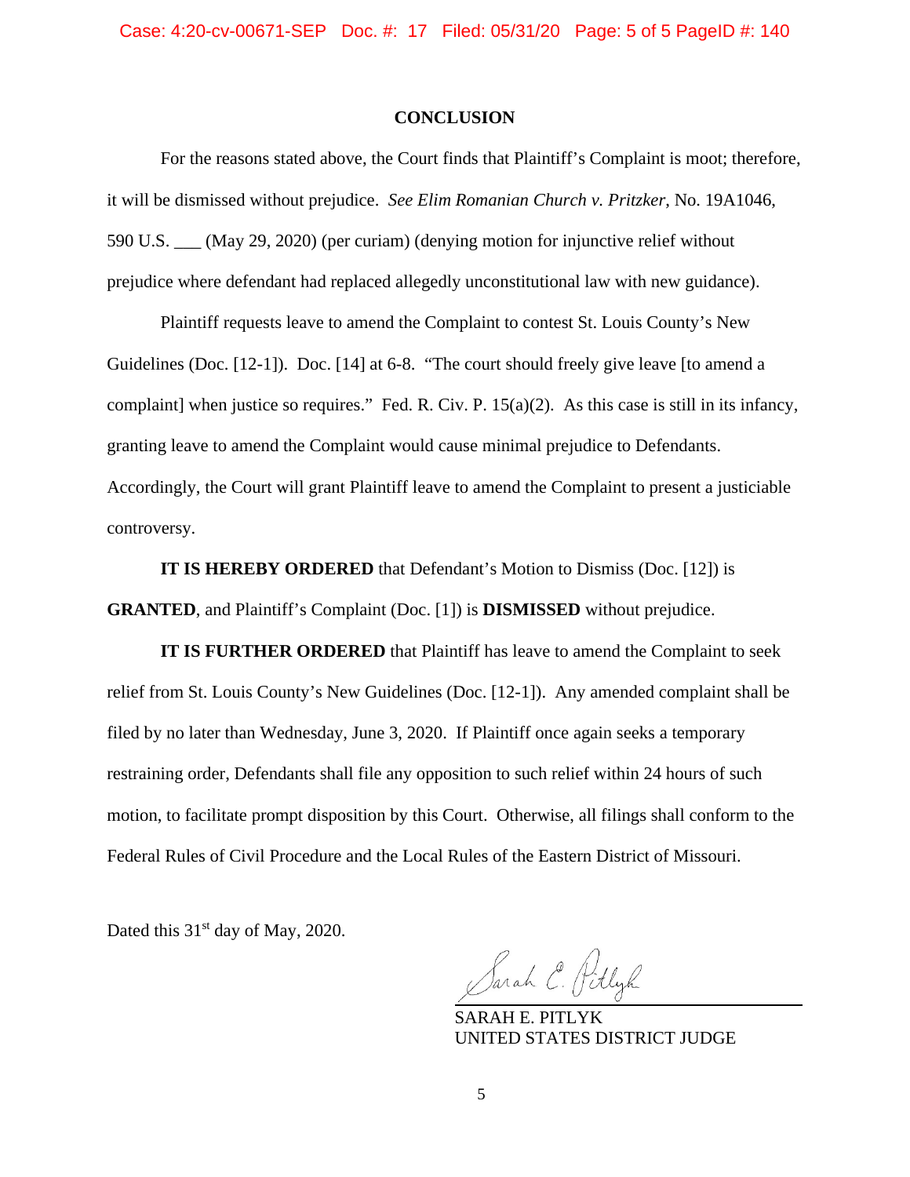## CONCLUSION

For the reasons stated above, the Court finds that Plaintiff's Complaint is moot; therefore, it will be dismissed without prejudice. *See Elim Romanian Church v. Pritzker*, No. 19A1046, 590 U.S. ___ (May 29, 2020) (per curiam) (denying motion for injunctive relief without prejudice where defendant had replaced allegedly unconstitutional law with new guidance).

Plaintiff requests leave to amend the Complaint to contest St. Louis County's New Guidelines (Doc. [12-1]). Doc. [14] at 6-8. "The court should freely give leave [to amend a complaint] when justice so requires." Fed. R. Civ. P. 15(a)(2). As this case is still in its infancy, granting leave to amend the Complaint would cause minimal prejudice to Defendants. Accordingly, the Court will grant Plaintiff leave to amend the Complaint to present a justiciable controversy.

**IT IS HEREBY ORDERED** that Defendant's Motion to Dismiss (Doc. [12]) is **GRANTED**, and Plaintiff's Complaint (Doc. [1]) is **DISMISSED** without prejudice.

**IT IS FURTHER ORDERED** that Plaintiff has leave to amend the Complaint to seek relief from St. Louis County's New Guidelines (Doc. [12-1]). Any amended complaint shall be filed by no later than Wednesday, June 3, 2020. If Plaintiff once again seeks a temporary restraining order, Defendants shall file any opposition to such relief within 24 hours of such motion, to facilitate prompt disposition by this Court. Otherwise, all filings shall conform to the Federal Rules of Civil Procedure and the Local Rules of the Eastern District of Missouri.

Dated this 31st day of May, 2020.

Sarah E. Pitlyk

SARAH E. PITLYK
UNITED STATES DISTRICT JUDGE